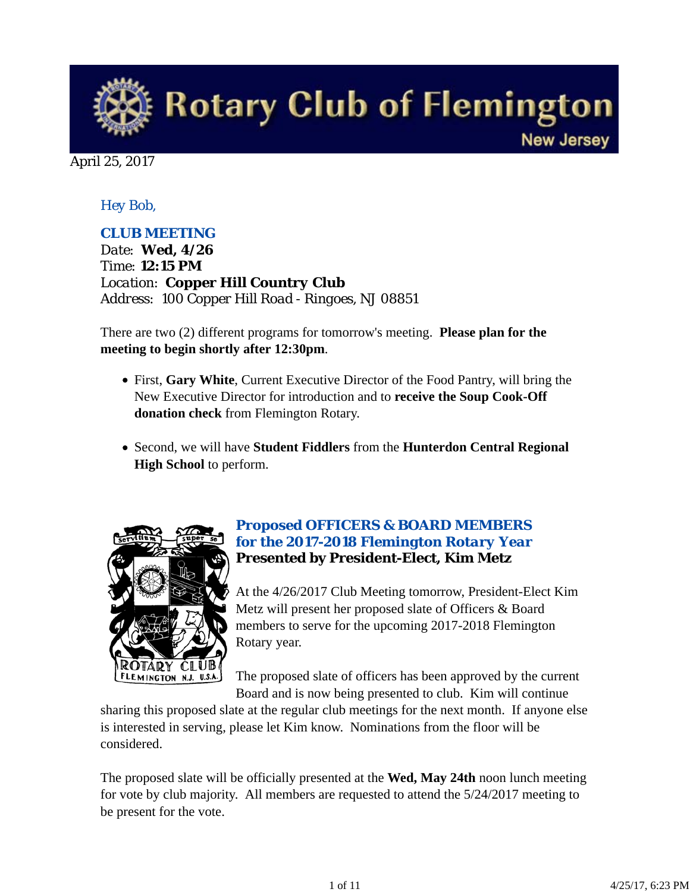# Rotary Club of Flemington

New Jersey

April 25, 2017

*Hey Bob,*

## CLUB MEETING

Date: **Wed, 4/26**
Time: **12:15 PM**
Location: **Copper Hill Country Club**
Address: 100 Copper Hill Road - Ringoes, NJ 08851

There are two (2) different programs for tomorrow's meeting. **Please plan for the meeting to begin shortly after 12:30pm**.

- First, **Gary White**, Current Executive Director of the Food Pantry, will bring the New Executive Director for introduction and to **receive the Soup Cook-Off donation check** from Flemington Rotary.
- Second, we will have **Student Fiddlers** from the **Hunterdon Central Regional High School** to perform.

## Proposed OFFICERS & BOARD MEMBERS for the 2017-2018 Flemington Rotary Year

**Presented by President-Elect, Kim Metz**

At the 4/26/2017 Club Meeting tomorrow, President-Elect Kim Metz will present her proposed slate of Officers & Board members to serve for the upcoming 2017-2018 Flemington Rotary year.

The proposed slate of officers has been approved by the current Board and is now being presented to club. Kim will continue sharing this proposed slate at the regular club meetings for the next month. If anyone else is interested in serving, please let Kim know. Nominations from the floor will be considered.

The proposed slate will be officially presented at the **Wed, May 24th** noon lunch meeting for vote by club majority. All members are requested to attend the 5/24/2017 meeting to be present for the vote.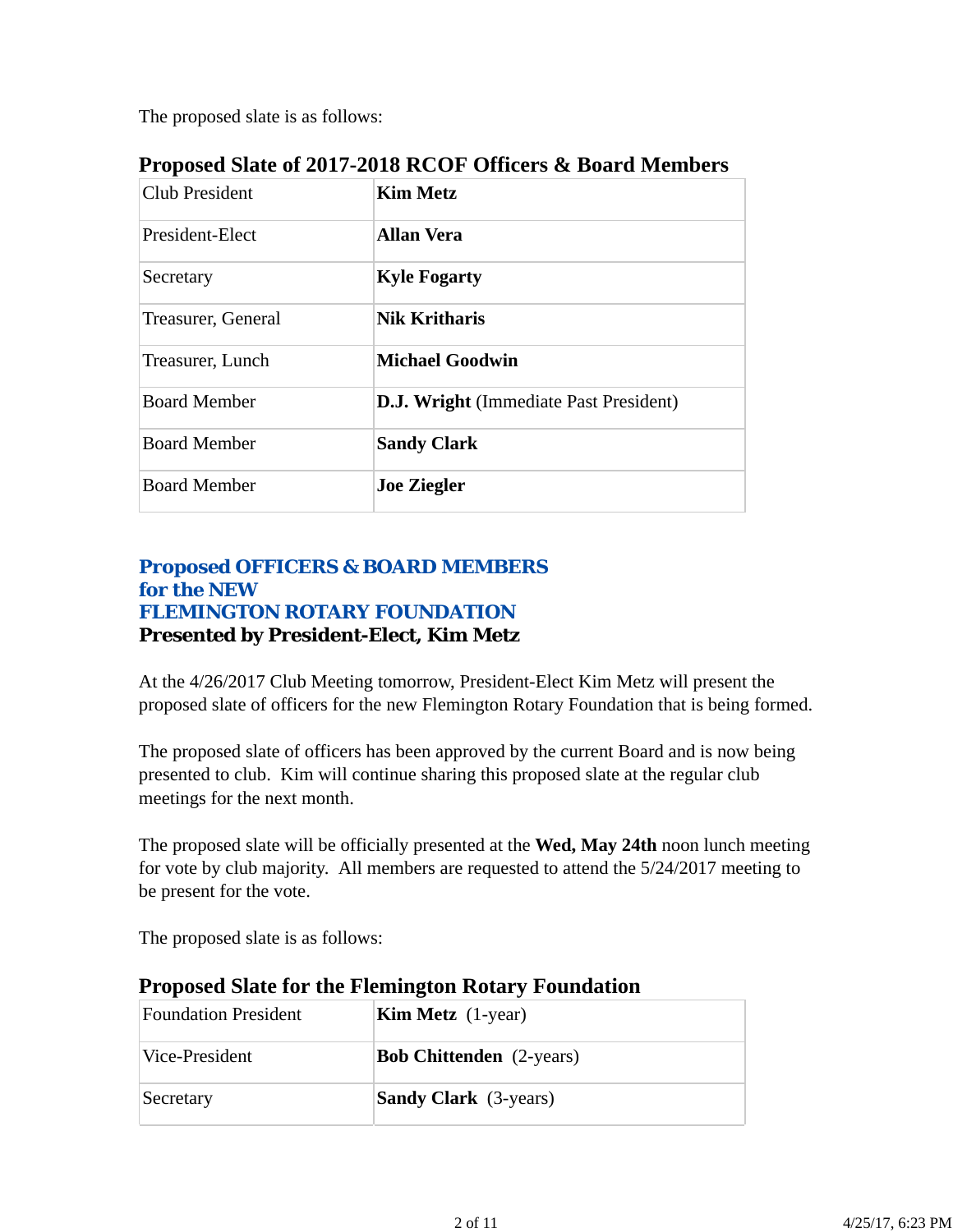The proposed slate is as follows:

### Proposed Slate of 2017-2018 RCOF Officers & Board Members

| | |
|---|---|
| Club President | **Kim Metz** |
| President-Elect | **Allan Vera** |
| Secretary | **Kyle Fogarty** |
| Treasurer, General | **Nik Kritharis** |
| Treasurer, Lunch | **Michael Goodwin** |
| Board Member | **D.J. Wright** (Immediate Past President) |
| Board Member | **Sandy Clark** |
| Board Member | **Joe Ziegler** |

## Proposed OFFICERS & BOARD MEMBERS for the NEW FLEMINGTON ROTARY FOUNDATION

**Presented by President-Elect, Kim Metz**

At the 4/26/2017 Club Meeting tomorrow, President-Elect Kim Metz will present the proposed slate of officers for the new Flemington Rotary Foundation that is being formed.

The proposed slate of officers has been approved by the current Board and is now being presented to club. Kim will continue sharing this proposed slate at the regular club meetings for the next month.

The proposed slate will be officially presented at the **Wed, May 24th** noon lunch meeting for vote by club majority. All members are requested to attend the 5/24/2017 meeting to be present for the vote.

The proposed slate is as follows:

### Proposed Slate for the Flemington Rotary Foundation

| | |
|---|---|
| Foundation President | **Kim Metz** (1-year) |
| Vice-President | **Bob Chittenden** (2-years) |
| Secretary | **Sandy Clark** (3-years) |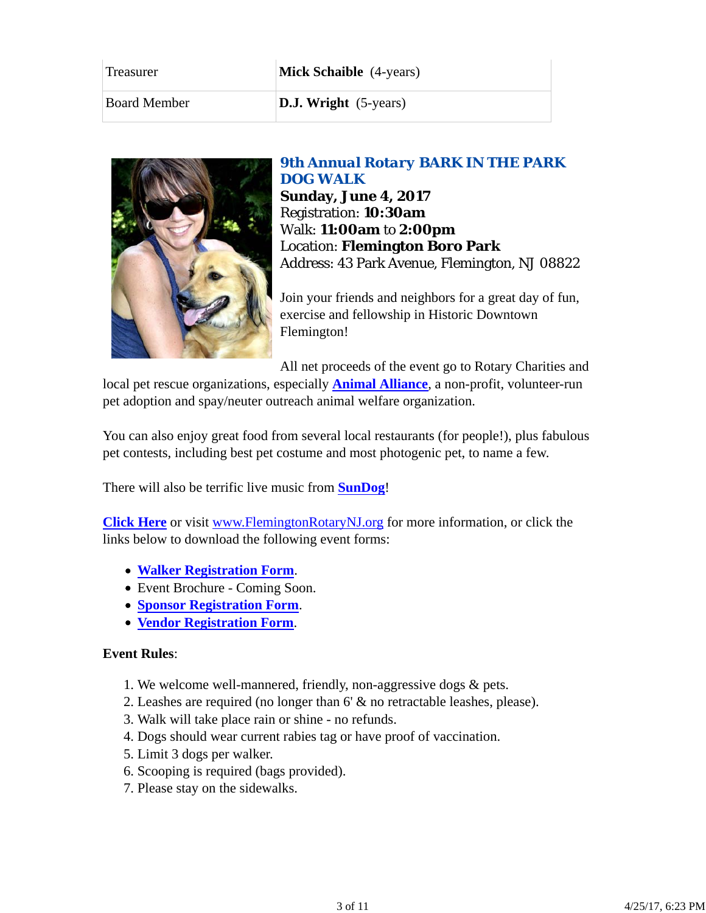| | |
|---|---|
| Treasurer | **Mick Schaible** (4-years) |
| Board Member | **D.J. Wright** (5-years) |

### 9th Annual Rotary BARK IN THE PARK DOG WALK

**Sunday, June 4, 2017**
Registration: **10:30am**
Walk: **11:00am** to **2:00pm**
Location: **Flemington Boro Park**
Address: 43 Park Avenue, Flemington, NJ 08822

Join your friends and neighbors for a great day of fun, exercise and fellowship in Historic Downtown Flemington!

All net proceeds of the event go to Rotary Charities and local pet rescue organizations, especially **Animal Alliance**, a non-profit, volunteer-run pet adoption and spay/neuter outreach animal welfare organization.

You can also enjoy great food from several local restaurants (for people!), plus fabulous pet contests, including best pet costume and most photogenic pet, to name a few.

There will also be terrific live music from **SunDog**!

**Click Here** or visit www.FlemingtonRotaryNJ.org for more information, or click the links below to download the following event forms:

- **Walker Registration Form**.
- Event Brochure - Coming Soon.
- **Sponsor Registration Form**.
- **Vendor Registration Form**.

**Event Rules**:

1. We welcome well-mannered, friendly, non-aggressive dogs & pets.
2. Leashes are required (no longer than 6' & no retractable leashes, please).
3. Walk will take place rain or shine - no refunds.
4. Dogs should wear current rabies tag or have proof of vaccination.
5. Limit 3 dogs per walker.
6. Scooping is required (bags provided).
7. Please stay on the sidewalks.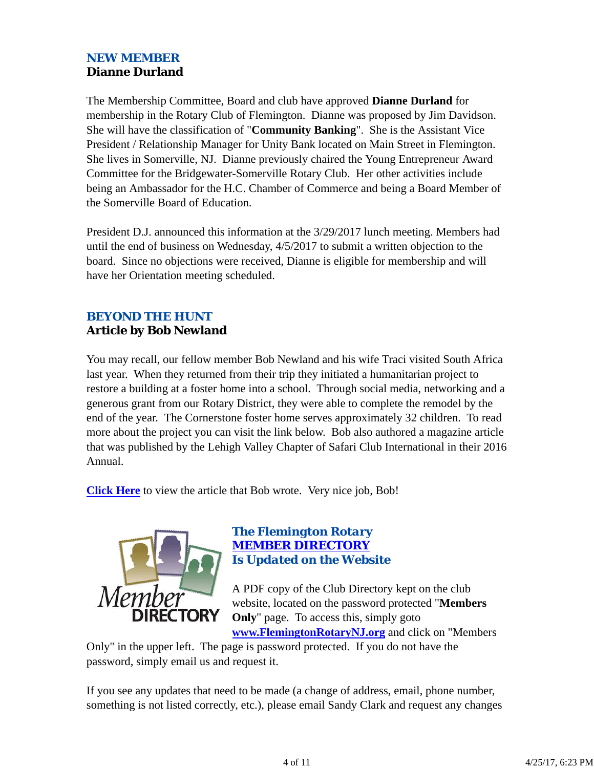## NEW MEMBER
**Dianne Durland**

The Membership Committee, Board and club have approved **Dianne Durland** for membership in the Rotary Club of Flemington. Dianne was proposed by Jim Davidson. She will have the classification of "**Community Banking**". She is the Assistant Vice President / Relationship Manager for Unity Bank located on Main Street in Flemington. She lives in Somerville, NJ. Dianne previously chaired the Young Entrepreneur Award Committee for the Bridgewater-Somerville Rotary Club. Her other activities include being an Ambassador for the H.C. Chamber of Commerce and being a Board Member of the Somerville Board of Education.

President D.J. announced this information at the 3/29/2017 lunch meeting. Members had until the end of business on Wednesday, 4/5/2017 to submit a written objection to the board. Since no objections were received, Dianne is eligible for membership and will have her Orientation meeting scheduled.

## BEYOND THE HUNT
**Article by Bob Newland**

You may recall, our fellow member Bob Newland and his wife Traci visited South Africa last year. When they returned from their trip they initiated a humanitarian project to restore a building at a foster home into a school. Through social media, networking and a generous grant from our Rotary District, they were able to complete the remodel by the end of the year. The Cornerstone foster home serves approximately 32 children. To read more about the project you can visit the link below. Bob also authored a magazine article that was published by the Lehigh Valley Chapter of Safari Club International in their 2016 Annual.

**Click Here** to view the article that Bob wrote. Very nice job, Bob!

## *The Flemington Rotary MEMBER DIRECTORY Is Updated on the Website*

A PDF copy of the Club Directory kept on the club website, located on the password protected "**Members Only**" page. To access this, simply goto **www.FlemingtonRotaryNJ.org** and click on "Members Only" in the upper left. The page is password protected. If you do not have the password, simply email us and request it.

If you see any updates that need to be made (a change of address, email, phone number, something is not listed correctly, etc.), please email Sandy Clark and request any changes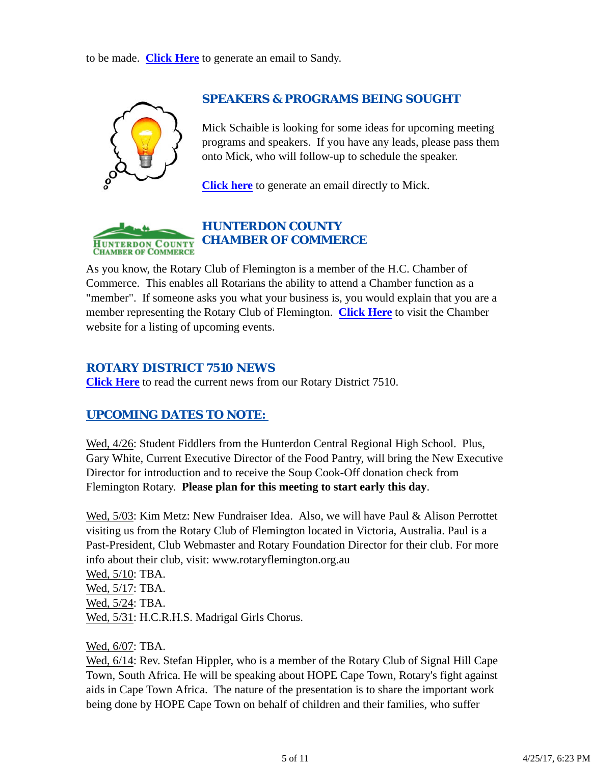to be made. **Click Here** to generate an email to Sandy.

## SPEAKERS & PROGRAMS BEING SOUGHT

Mick Schaible is looking for some ideas for upcoming meeting programs and speakers. If you have any leads, please pass them onto Mick, who will follow-up to schedule the speaker.

**Click here** to generate an email directly to Mick.

## HUNTERDON COUNTY CHAMBER OF COMMERCE

As you know, the Rotary Club of Flemington is a member of the H.C. Chamber of Commerce. This enables all Rotarians the ability to attend a Chamber function as a "member". If someone asks you what your business is, you would explain that you are a member representing the Rotary Club of Flemington. **Click Here** to visit the Chamber website for a listing of upcoming events.

## ROTARY DISTRICT 7510 NEWS

**Click Here** to read the current news from our Rotary District 7510.

## UPCOMING DATES TO NOTE:

Wed, 4/26: Student Fiddlers from the Hunterdon Central Regional High School. Plus, Gary White, Current Executive Director of the Food Pantry, will bring the New Executive Director for introduction and to receive the Soup Cook-Off donation check from Flemington Rotary. **Please plan for this meeting to start early this day**.

Wed, 5/03: Kim Metz: New Fundraiser Idea. Also, we will have Paul & Alison Perrottet visiting us from the Rotary Club of Flemington located in Victoria, Australia. Paul is a Past-President, Club Webmaster and Rotary Foundation Director for their club. For more info about their club, visit: www.rotaryflemington.org.au
Wed, 5/10: TBA.
Wed, 5/17: TBA.
Wed, 5/24: TBA.
Wed, 5/31: H.C.R.H.S. Madrigal Girls Chorus.

Wed, 6/07: TBA.
Wed, 6/14: Rev. Stefan Hippler, who is a member of the Rotary Club of Signal Hill Cape Town, South Africa. He will be speaking about HOPE Cape Town, Rotary's fight against aids in Cape Town Africa. The nature of the presentation is to share the important work being done by HOPE Cape Town on behalf of children and their families, who suffer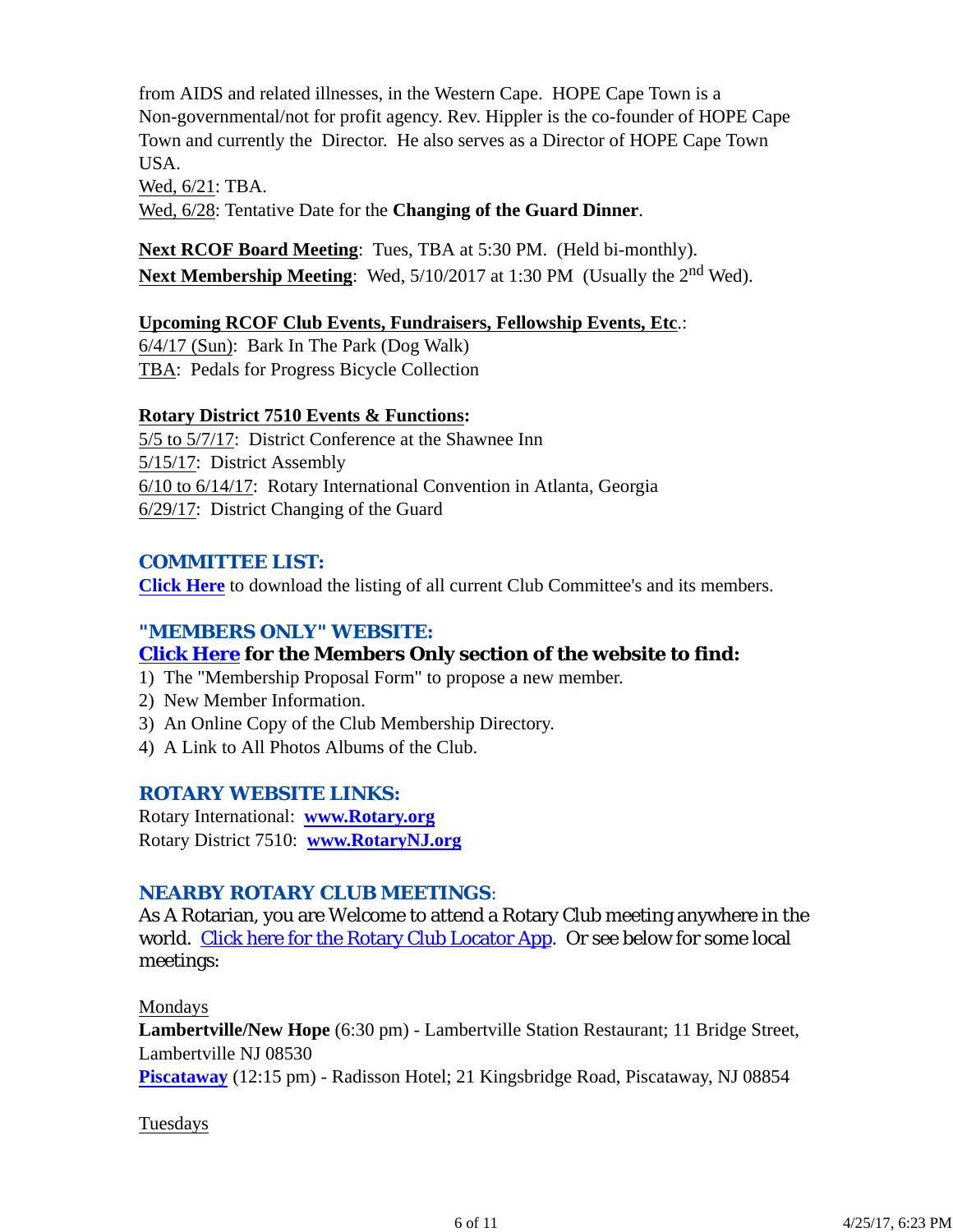from AIDS and related illnesses, in the Western Cape. HOPE Cape Town is a Non-governmental/not for profit agency. Rev. Hippler is the co-founder of HOPE Cape Town and currently the Director. He also serves as a Director of HOPE Cape Town USA.
Wed, 6/21: TBA.
Wed, 6/28: Tentative Date for the **Changing of the Guard Dinner**.

**Next RCOF Board Meeting**: Tues, TBA at 5:30 PM. (Held bi-monthly).
**Next Membership Meeting**: Wed, 5/10/2017 at 1:30 PM (Usually the 2nd Wed).

**Upcoming RCOF Club Events, Fundraisers, Fellowship Events, Etc**.:
6/4/17 (Sun): Bark In The Park (Dog Walk)
TBA: Pedals for Progress Bicycle Collection

**Rotary District 7510 Events & Functions:**
5/5 to 5/7/17: District Conference at the Shawnee Inn
5/15/17: District Assembly
6/10 to 6/14/17: Rotary International Convention in Atlanta, Georgia
6/29/17: District Changing of the Guard

## COMMITTEE LIST:

**Click Here** to download the listing of all current Club Committee's and its members.

## "MEMBERS ONLY" WEBSITE:

**Click Here for the Members Only section of the website to find:**

1) The "Membership Proposal Form" to propose a new member.
2) New Member Information.
3) An Online Copy of the Club Membership Directory.
4) A Link to All Photos Albums of the Club.

## ROTARY WEBSITE LINKS:

Rotary International: **www.Rotary.org**
Rotary District 7510: **www.RotaryNJ.org**

## NEARBY ROTARY CLUB MEETINGS:

As A Rotarian, you are Welcome to attend a Rotary Club meeting anywhere in the world. Click here for the Rotary Club Locator App. Or see below for some local meetings:

Mondays
**Lambertville/New Hope** (6:30 pm) - Lambertville Station Restaurant; 11 Bridge Street, Lambertville NJ 08530
**Piscataway** (12:15 pm) - Radisson Hotel; 21 Kingsbridge Road, Piscataway, NJ 08854

Tuesdays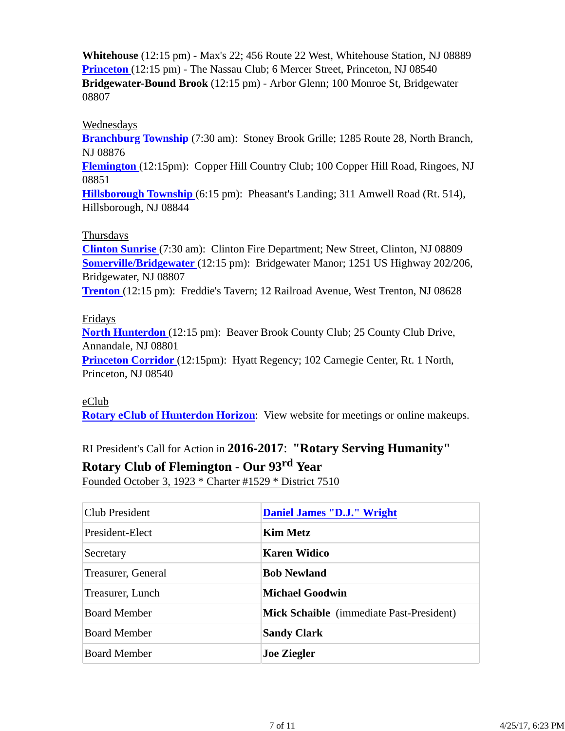**Whitehouse** (12:15 pm) - Max's 22; 456 Route 22 West, Whitehouse Station, NJ 08889
**Princeton** (12:15 pm) - The Nassau Club; 6 Mercer Street, Princeton, NJ 08540
**Bridgewater-Bound Brook** (12:15 pm) - Arbor Glenn; 100 Monroe St, Bridgewater 08807

Wednesdays
**Branchburg Township** (7:30 am): Stoney Brook Grille; 1285 Route 28, North Branch, NJ 08876
**Flemington** (12:15pm): Copper Hill Country Club; 100 Copper Hill Road, Ringoes, NJ 08851
**Hillsborough Township** (6:15 pm): Pheasant's Landing; 311 Amwell Road (Rt. 514), Hillsborough, NJ 08844

Thursdays
**Clinton Sunrise** (7:30 am): Clinton Fire Department; New Street, Clinton, NJ 08809
**Somerville/Bridgewater** (12:15 pm): Bridgewater Manor; 1251 US Highway 202/206, Bridgewater, NJ 08807
**Trenton** (12:15 pm): Freddie's Tavern; 12 Railroad Avenue, West Trenton, NJ 08628

Fridays
**North Hunterdon** (12:15 pm): Beaver Brook County Club; 25 County Club Drive, Annandale, NJ 08801
**Princeton Corridor** (12:15pm): Hyatt Regency; 102 Carnegie Center, Rt. 1 North, Princeton, NJ 08540

eClub
**Rotary eClub of Hunterdon Horizon**: View website for meetings or online makeups.

RI President's Call for Action in **2016-2017**: **"Rotary Serving Humanity"**

**Rotary Club of Flemington - Our 93rd Year**

Founded October 3, 1923 * Charter #1529 * District 7510

| | |
|---|---|
| Club President | **Daniel James "D.J." Wright** |
| President-Elect | **Kim Metz** |
| Secretary | **Karen Widico** |
| Treasurer, General | **Bob Newland** |
| Treasurer, Lunch | **Michael Goodwin** |
| Board Member | **Mick Schaible** (immediate Past-President) |
| Board Member | **Sandy Clark** |
| Board Member | **Joe Ziegler** |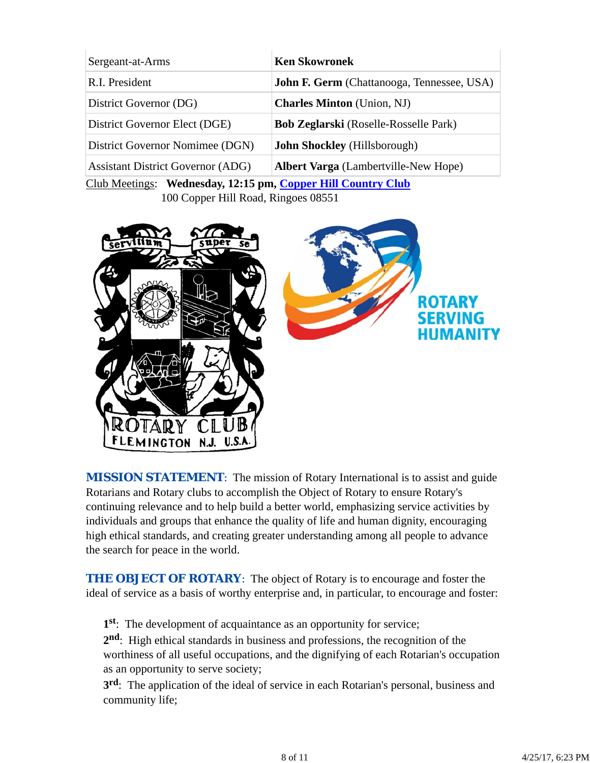| Sergeant-at-Arms | **Ken Skowronek** |
|---|---|
| R.I. President | **John F. Germ** (Chattanooga, Tennessee, USA) |
| District Governor (DG) | **Charles Minton** (Union, NJ) |
| District Governor Elect (DGE) | **Bob Zeglarski** (Roselle-Rosselle Park) |
| District Governor Nominee (DGN) | **John Shockley** (Hillsborough) |
| Assistant District Governor (ADG) | **Albert Varga** (Lambertville-New Hope) |

Club Meetings: **Wednesday, 12:15 pm, Copper Hill Country Club**
100 Copper Hill Road, Ringoes 08551

**MISSION STATEMENT**: The mission of Rotary International is to assist and guide Rotarians and Rotary clubs to accomplish the Object of Rotary to ensure Rotary's continuing relevance and to help build a better world, emphasizing service activities by individuals and groups that enhance the quality of life and human dignity, encouraging high ethical standards, and creating greater understanding among all people to advance the search for peace in the world.

**THE OBJECT OF ROTARY**: The object of Rotary is to encourage and foster the ideal of service as a basis of worthy enterprise and, in particular, to encourage and foster:

**1st**: The development of acquaintance as an opportunity for service;
**2nd**: High ethical standards in business and professions, the recognition of the worthiness of all useful occupations, and the dignifying of each Rotarian's occupation as an opportunity to serve society;
**3rd**: The application of the ideal of service in each Rotarian's personal, business and community life;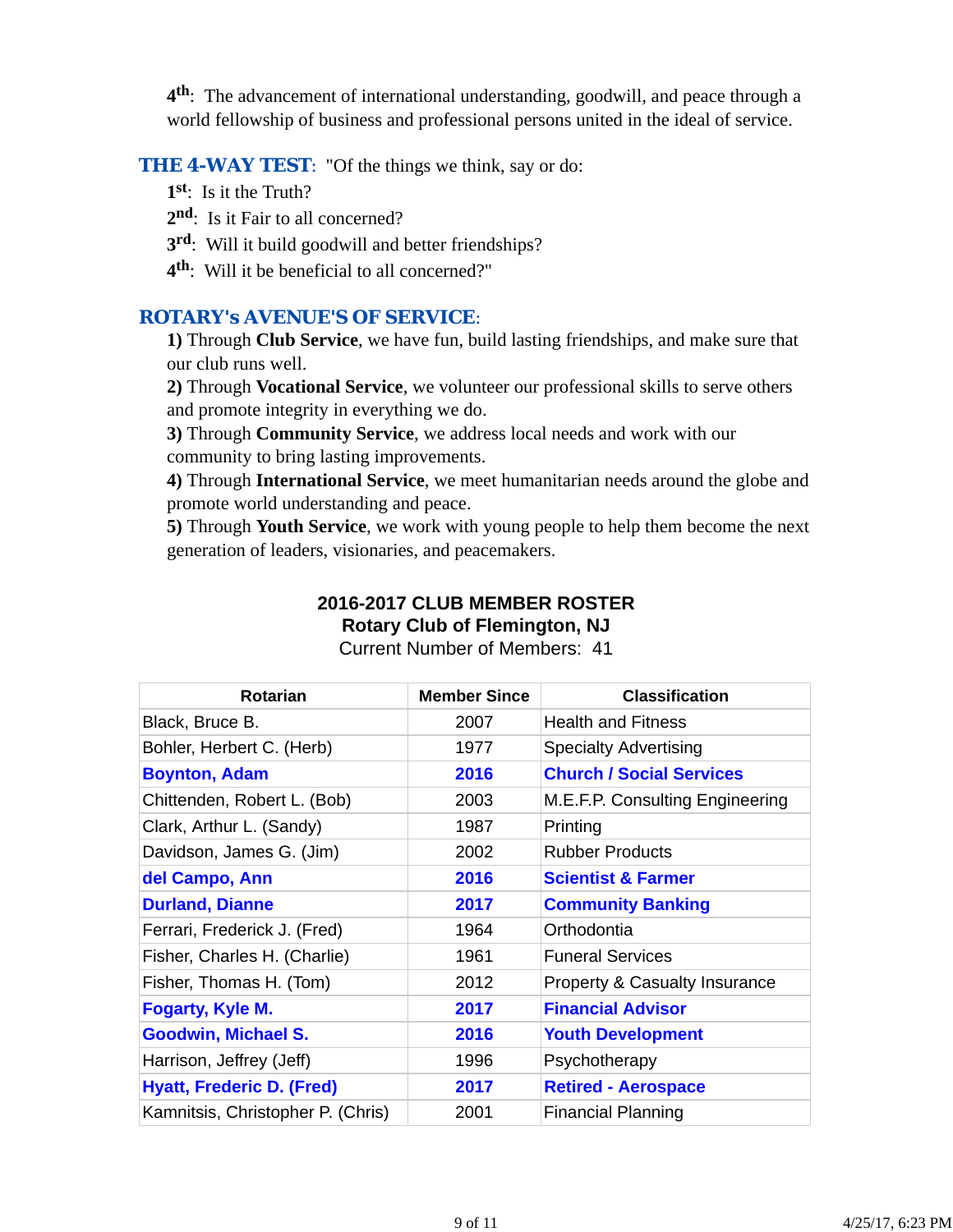**4th**: The advancement of international understanding, goodwill, and peace through a world fellowship of business and professional persons united in the ideal of service.

## THE 4-WAY TEST: "Of the things we think, say or do:

**1st**: Is it the Truth?
**2nd**: Is it Fair to all concerned?
**3rd**: Will it build goodwill and better friendships?
**4th**: Will it be beneficial to all concerned?"

## ROTARY's AVENUE'S OF SERVICE:

**1)** Through **Club Service**, we have fun, build lasting friendships, and make sure that our club runs well.
**2)** Through **Vocational Service**, we volunteer our professional skills to serve others and promote integrity in everything we do.
**3)** Through **Community Service**, we address local needs and work with our community to bring lasting improvements.
**4)** Through **International Service**, we meet humanitarian needs around the globe and promote world understanding and peace.
**5)** Through **Youth Service**, we work with young people to help them become the next generation of leaders, visionaries, and peacemakers.

**2016-2017 CLUB MEMBER ROSTER**
**Rotary Club of Flemington, NJ**
Current Number of Members: 41

| Rotarian | Member Since | Classification |
|---|---|---|
| Black, Bruce B. | 2007 | Health and Fitness |
| Bohler, Herbert C. (Herb) | 1977 | Specialty Advertising |
| **Boynton, Adam** | **2016** | **Church / Social Services** |
| Chittenden, Robert L. (Bob) | 2003 | M.E.F.P. Consulting Engineering |
| Clark, Arthur L. (Sandy) | 1987 | Printing |
| Davidson, James G. (Jim) | 2002 | Rubber Products |
| **del Campo, Ann** | **2016** | **Scientist & Farmer** |
| **Durland, Dianne** | **2017** | **Community Banking** |
| Ferrari, Frederick J. (Fred) | 1964 | Orthodontia |
| Fisher, Charles H. (Charlie) | 1961 | Funeral Services |
| Fisher, Thomas H. (Tom) | 2012 | Property & Casualty Insurance |
| **Fogarty, Kyle M.** | **2017** | **Financial Advisor** |
| **Goodwin, Michael S.** | **2016** | **Youth Development** |
| Harrison, Jeffrey (Jeff) | 1996 | Psychotherapy |
| **Hyatt, Frederic D. (Fred)** | **2017** | **Retired - Aerospace** |
| Kamnitsis, Christopher P. (Chris) | 2001 | Financial Planning |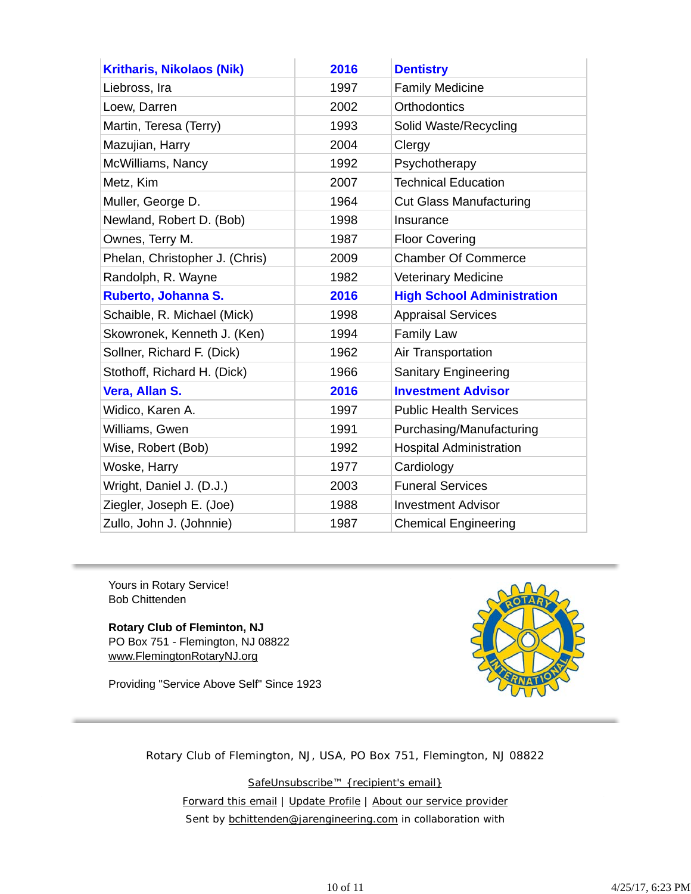| | | |
|---|---|---|
| **Kritharis, Nikolaos (Nik)** | **2016** | **Dentistry** |
| Liebross, Ira | 1997 | Family Medicine |
| Loew, Darren | 2002 | Orthodontics |
| Martin, Teresa (Terry) | 1993 | Solid Waste/Recycling |
| Mazujian, Harry | 2004 | Clergy |
| McWilliams, Nancy | 1992 | Psychotherapy |
| Metz, Kim | 2007 | Technical Education |
| Muller, George D. | 1964 | Cut Glass Manufacturing |
| Newland, Robert D. (Bob) | 1998 | Insurance |
| Ownes, Terry M. | 1987 | Floor Covering |
| Phelan, Christopher J. (Chris) | 2009 | Chamber Of Commerce |
| Randolph, R. Wayne | 1982 | Veterinary Medicine |
| **Ruberto, Johanna S.** | **2016** | **High School Administration** |
| Schaible, R. Michael (Mick) | 1998 | Appraisal Services |
| Skowronek, Kenneth J. (Ken) | 1994 | Family Law |
| Sollner, Richard F. (Dick) | 1962 | Air Transportation |
| Stothoff, Richard H. (Dick) | 1966 | Sanitary Engineering |
| **Vera, Allan S.** | **2016** | **Investment Advisor** |
| Widico, Karen A. | 1997 | Public Health Services |
| Williams, Gwen | 1991 | Purchasing/Manufacturing |
| Wise, Robert (Bob) | 1992 | Hospital Administration |
| Woske, Harry | 1977 | Cardiology |
| Wright, Daniel J. (D.J.) | 2003 | Funeral Services |
| Ziegler, Joseph E. (Joe) | 1988 | Investment Advisor |
| Zullo, John J. (Johnnie) | 1987 | Chemical Engineering |

---

Yours in Rotary Service!
Bob Chittenden

**Rotary Club of Fleminton, NJ**
PO Box 751 - Flemington, NJ 08822
www.FlemingtonRotaryNJ.org

Providing "Service Above Self" Since 1923

---

Rotary Club of Flemington, NJ, USA, PO Box 751, Flemington, NJ 08822

SafeUnsubscribe™ {recipient's email}

Forward this email | Update Profile | About our service provider

Sent by bchittenden@jarengineering.com in collaboration with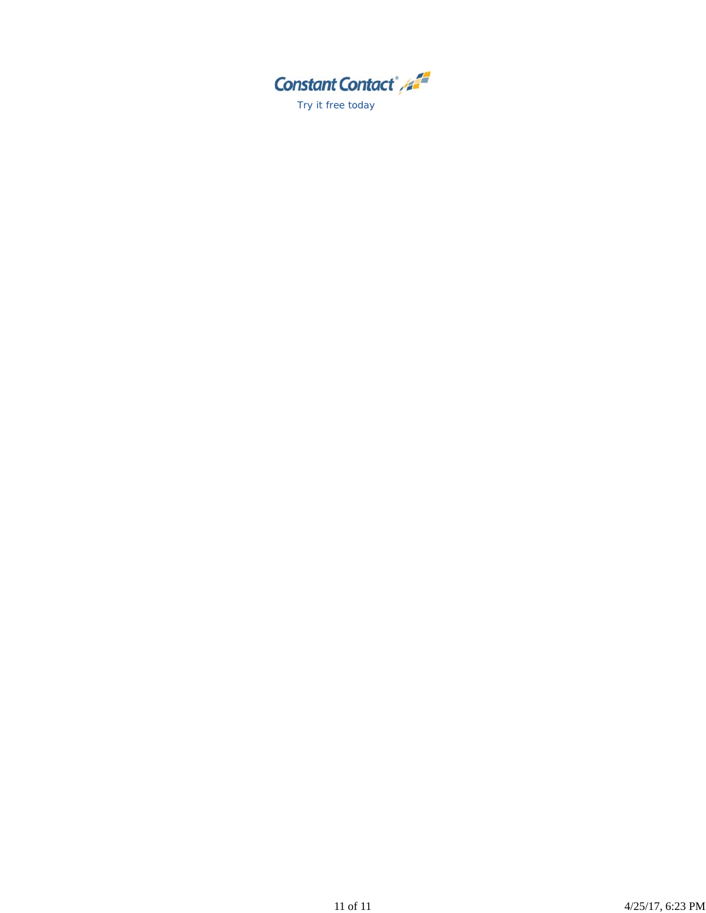Constant Contact®

Try it free today